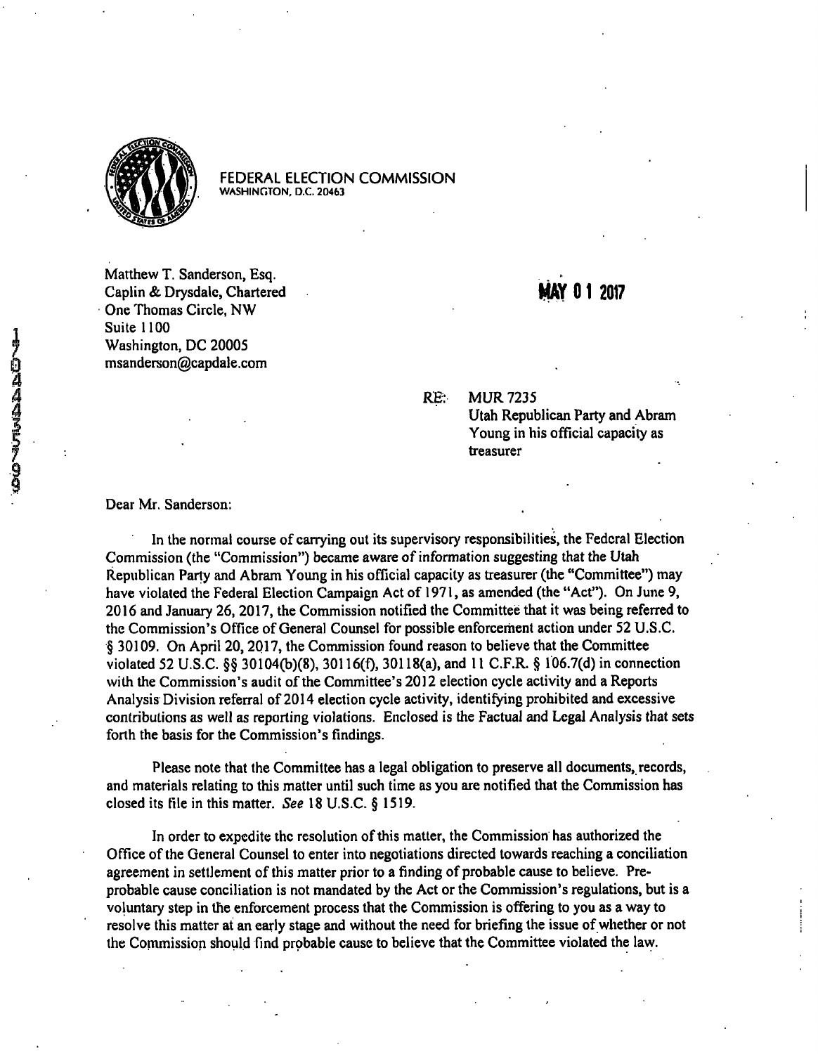FEDERAL ELECTION COMMISSION
WASHINGTON, D.C. 20463

Matthew T. Sanderson, Esq.
Caplin & Drysdale, Chartered
One Thomas Circle, NW
Suite 1100
Washington, DC 20005
msanderson@capdale.com

MAY 01 2017

RE: MUR 7235
Utah Republican Party and Abram Young in his official capacity as treasurer

Dear Mr. Sanderson:

In the normal course of carrying out its supervisory responsibilities, the Federal Election Commission (the "Commission") became aware of information suggesting that the Utah Republican Party and Abram Young in his official capacity as treasurer (the "Committee") may have violated the Federal Election Campaign Act of 1971, as amended (the "Act"). On June 9, 2016 and January 26, 2017, the Commission notified the Committee that it was being referred to the Commission's Office of General Counsel for possible enforcement action under 52 U.S.C. § 30109. On April 20, 2017, the Commission found reason to believe that the Committee violated 52 U.S.C. §§ 30104(b)(8), 30116(f), 30118(a), and 11 C.F.R. § 106.7(d) in connection with the Commission's audit of the Committee's 2012 election cycle activity and a Reports Analysis Division referral of 2014 election cycle activity, identifying prohibited and excessive contributions as well as reporting violations. Enclosed is the Factual and Legal Analysis that sets forth the basis for the Commission's findings.

Please note that the Committee has a legal obligation to preserve all documents, records, and materials relating to this matter until such time as you are notified that the Commission has closed its file in this matter. *See* 18 U.S.C. § 1519.

In order to expedite the resolution of this matter, the Commission has authorized the Office of the General Counsel to enter into negotiations directed towards reaching a conciliation agreement in settlement of this matter prior to a finding of probable cause to believe. Pre-probable cause conciliation is not mandated by the Act or the Commission's regulations, but is a voluntary step in the enforcement process that the Commission is offering to you as a way to resolve this matter at an early stage and without the need for briefing the issue of whether or not the Commission should find probable cause to believe that the Committee violated the law.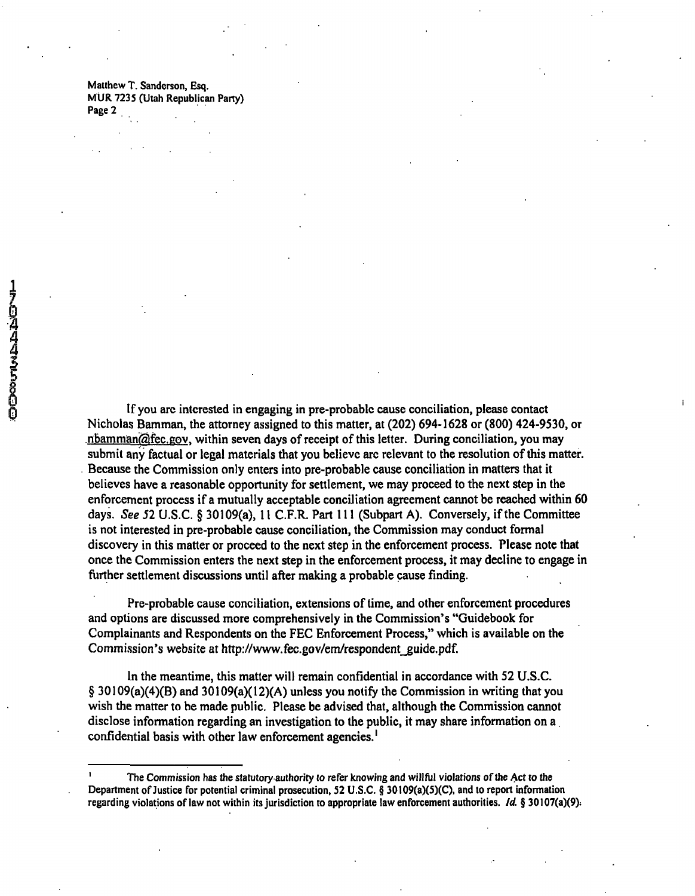Matthew T. Sanderson, Esq.
MUR 7235 (Utah Republican Party)

If you are interested in engaging in pre-probable cause conciliation, please contact Nicholas Bamman, the attorney assigned to this matter, at (202) 694-1628 or (800) 424-9530, or nbamman@fec.gov, within seven days of receipt of this letter. During conciliation, you may submit any factual or legal materials that you believe are relevant to the resolution of this matter. Because the Commission only enters into pre-probable cause conciliation in matters that it believes have a reasonable opportunity for settlement, we may proceed to the next step in the enforcement process if a mutually acceptable conciliation agreement cannot be reached within 60 days. *See* 52 U.S.C. § 30109(a), 11 C.F.R. Part 111 (Subpart A). Conversely, if the Committee is not interested in pre-probable cause conciliation, the Commission may conduct formal discovery in this matter or proceed to the next step in the enforcement process. Please note that once the Commission enters the next step in the enforcement process, it may decline to engage in further settlement discussions until after making a probable cause finding.

Pre-probable cause conciliation, extensions of time, and other enforcement procedures and options are discussed more comprehensively in the Commission's "Guidebook for Complainants and Respondents on the FEC Enforcement Process," which is available on the Commission's website at http://www.fec.gov/em/respondent_guide.pdf.

In the meantime, this matter will remain confidential in accordance with 52 U.S.C. § 30109(a)(4)(B) and 30109(a)(12)(A) unless you notify the Commission in writing that you wish the matter to be made public. Please be advised that, although the Commission cannot disclose information regarding an investigation to the public, it may share information on a confidential basis with other law enforcement agencies.[1]

[1] The Commission has the statutory authority to refer knowing and willful violations of the Act to the Department of Justice for potential criminal prosecution, 52 U.S.C. § 30109(a)(5)(C), and to report information regarding violations of law not within its jurisdiction to appropriate law enforcement authorities. *Id.* § 30107(a)(9).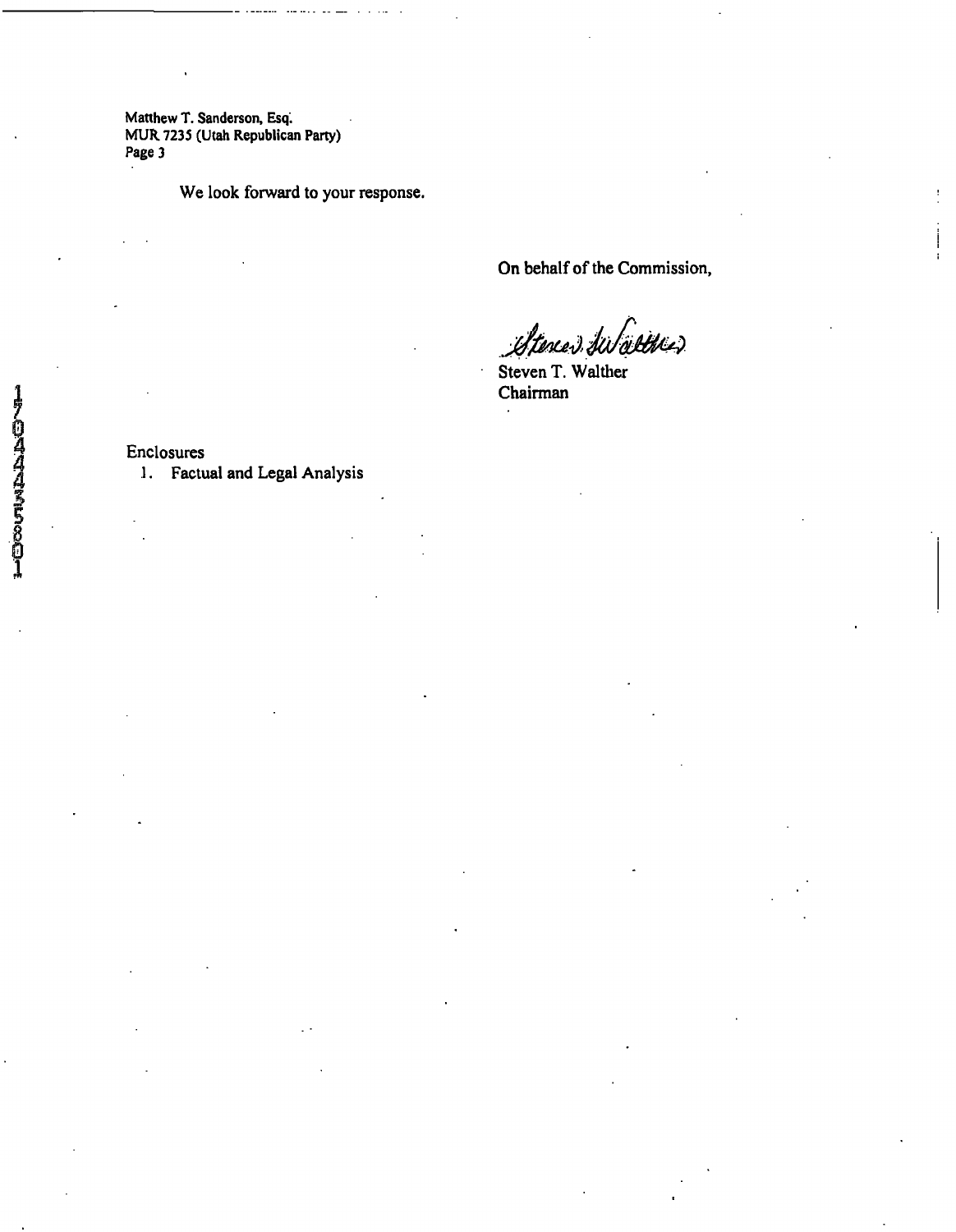Matthew T. Sanderson, Esq.
MUR 7235 (Utah Republican Party)
Page 3

We look forward to your response.

On behalf of the Commission,

Steven T. Walther
Chairman

Enclosures
1. Factual and Legal Analysis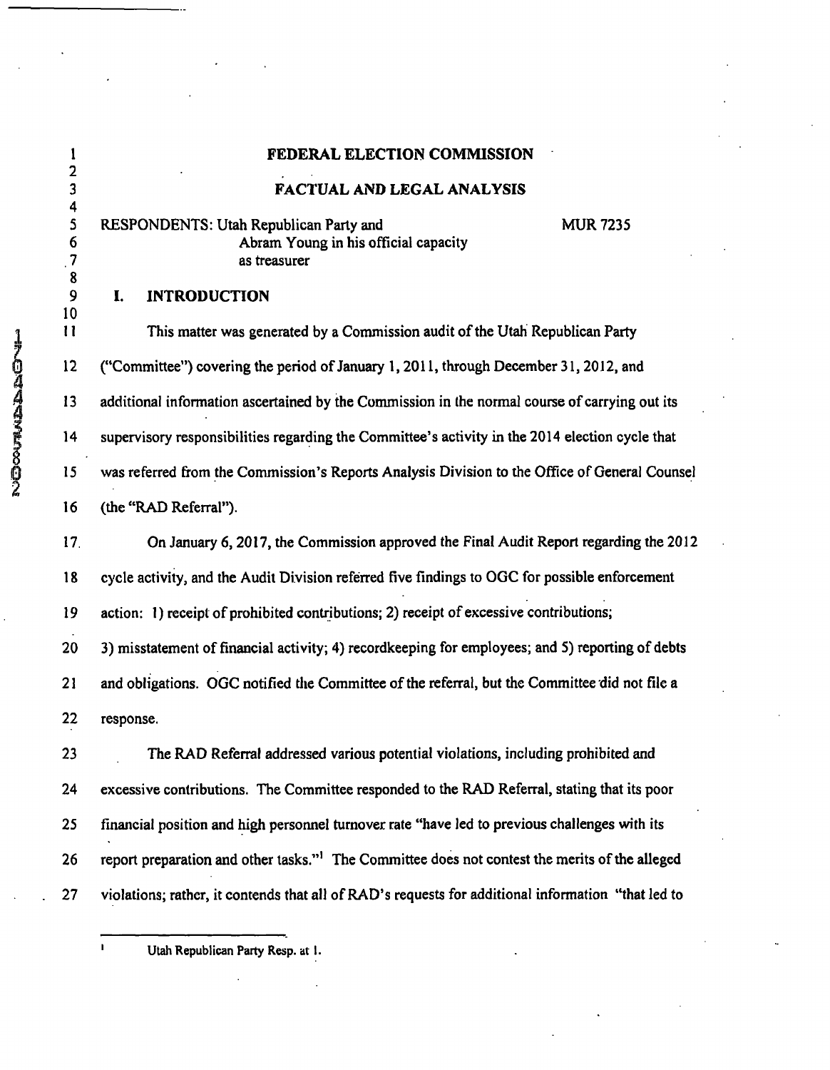# FEDERAL ELECTION COMMISSION

## FACTUAL AND LEGAL ANALYSIS

RESPONDENTS: Utah Republican Party and Abram Young in his official capacity as treasurer — MUR 7235

## I. INTRODUCTION

This matter was generated by a Commission audit of the Utah Republican Party ("Committee") covering the period of January 1, 2011, through December 31, 2012, and additional information ascertained by the Commission in the normal course of carrying out its supervisory responsibilities regarding the Committee's activity in the 2014 election cycle that was referred from the Commission's Reports Analysis Division to the Office of General Counsel (the "RAD Referral").

On January 6, 2017, the Commission approved the Final Audit Report regarding the 2012 cycle activity, and the Audit Division referred five findings to OGC for possible enforcement action: 1) receipt of prohibited contributions; 2) receipt of excessive contributions; 3) misstatement of financial activity; 4) recordkeeping for employees; and 5) reporting of debts and obligations. OGC notified the Committee of the referral, but the Committee did not file a response.

The RAD Referral addressed various potential violations, including prohibited and excessive contributions. The Committee responded to the RAD Referral, stating that its poor financial position and high personnel turnover rate "have led to previous challenges with its report preparation and other tasks."[1] The Committee does not contest the merits of the alleged violations; rather, it contends that all of RAD's requests for additional information "that led to

[1] Utah Republican Party Resp. at 1.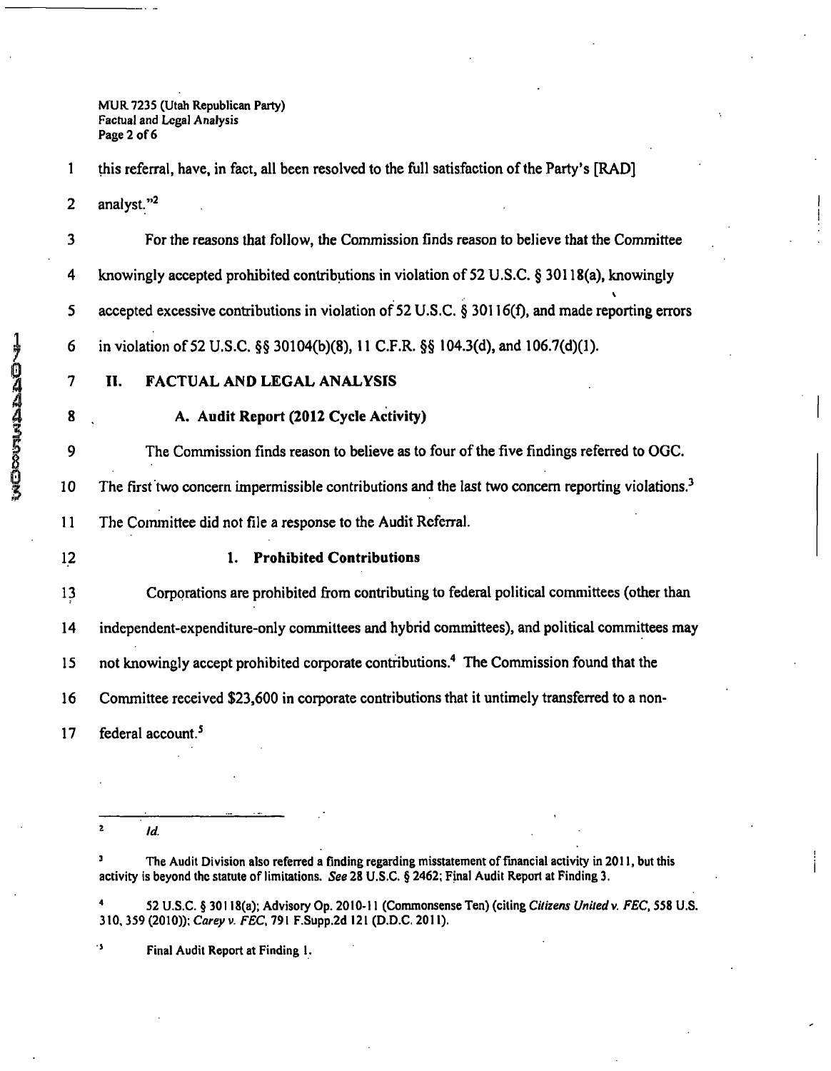this referral, have, in fact, all been resolved to the full satisfaction of the Party's [RAD] analyst."[2]

For the reasons that follow, the Commission finds reason to believe that the Committee knowingly accepted prohibited contributions in violation of 52 U.S.C. § 30118(a), knowingly accepted excessive contributions in violation of 52 U.S.C. § 30116(f), and made reporting errors in violation of 52 U.S.C. §§ 30104(b)(8), 11 C.F.R. §§ 104.3(d), and 106.7(d)(1).

## II. FACTUAL AND LEGAL ANALYSIS

### A. Audit Report (2012 Cycle Activity)

The Commission finds reason to believe as to four of the five findings referred to OGC. The first two concern impermissible contributions and the last two concern reporting violations.[3] The Committee did not file a response to the Audit Referral.

#### 1. Prohibited Contributions

Corporations are prohibited from contributing to federal political committees (other than independent-expenditure-only committees and hybrid committees), and political committees may not knowingly accept prohibited corporate contributions.[4] The Commission found that the Committee received $23,600 in corporate contributions that it untimely transferred to a non-federal account.[5]

---

[2] *Id.*

[3] The Audit Division also referred a finding regarding misstatement of financial activity in 2011, but this activity is beyond the statute of limitations. *See* 28 U.S.C. § 2462; Final Audit Report at Finding 3.

[4] 52 U.S.C. § 30118(a); Advisory Op. 2010-11 (Commonsense Ten) (citing *Citizens United v. FEC*, 558 U.S. 310, 359 (2010)); *Carey v. FEC*, 791 F.Supp.2d 121 (D.D.C. 2011).

[5] Final Audit Report at Finding 1.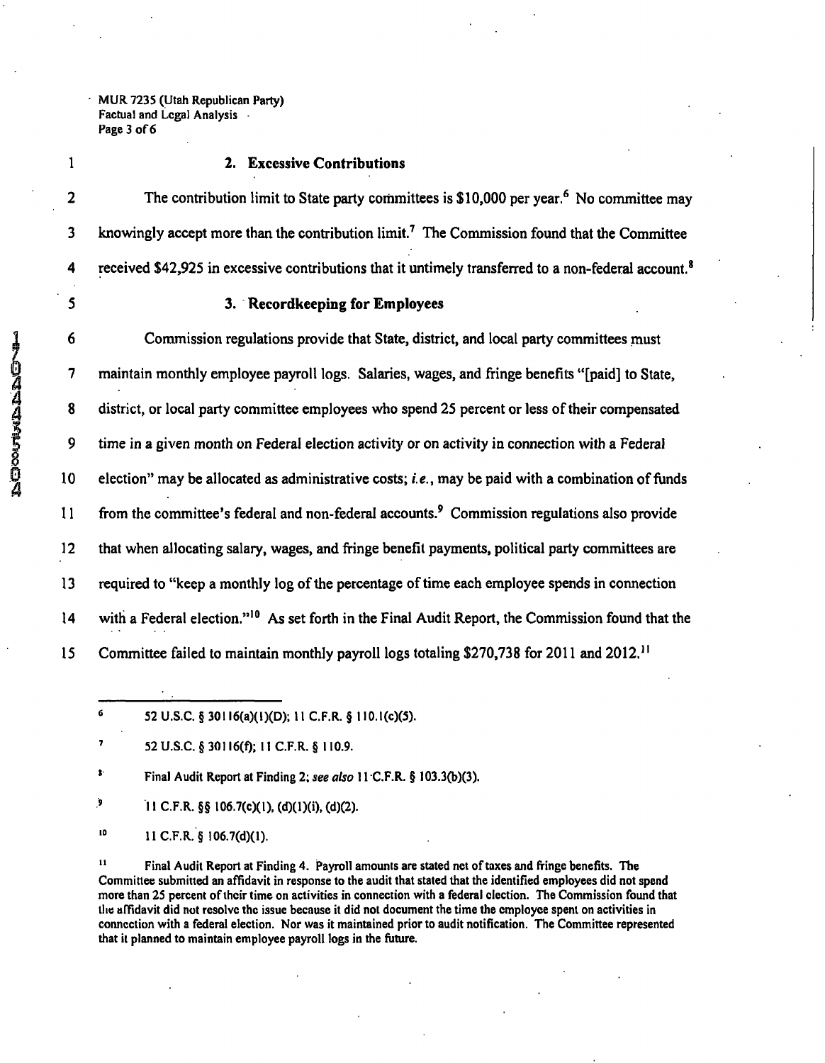### 2. Excessive Contributions

The contribution limit to State party committees is $10,000 per year.[6] No committee may knowingly accept more than the contribution limit.[7] The Commission found that the Committee received $42,925 in excessive contributions that it untimely transferred to a non-federal account.[8]

### 3. Recordkeeping for Employees

Commission regulations provide that State, district, and local party committees must maintain monthly employee payroll logs. Salaries, wages, and fringe benefits "[paid] to State, district, or local party committee employees who spend 25 percent or less of their compensated time in a given month on Federal election activity or on activity in connection with a Federal election" may be allocated as administrative costs; *i.e.*, may be paid with a combination of funds from the committee's federal and non-federal accounts.[9] Commission regulations also provide that when allocating salary, wages, and fringe benefit payments, political party committees are required to "keep a monthly log of the percentage of time each employee spends in connection with a Federal election."[10] As set forth in the Final Audit Report, the Commission found that the Committee failed to maintain monthly payroll logs totaling $270,738 for 2011 and 2012.[11]

---

[6] 52 U.S.C. § 30116(a)(1)(D); 11 C.F.R. § 110.1(c)(5).

[7] 52 U.S.C. § 30116(f); 11 C.F.R. § 110.9.

[8] Final Audit Report at Finding 2; *see also* 11 C.F.R. § 103.3(b)(3).

[9] 11 C.F.R. §§ 106.7(c)(1), (d)(1)(i), (d)(2).

[10] 11 C.F.R. § 106.7(d)(1).

[11] Final Audit Report at Finding 4. Payroll amounts are stated net of taxes and fringe benefits. The Committee submitted an affidavit in response to the audit that stated that the identified employees did not spend more than 25 percent of their time on activities in connection with a federal election. The Commission found that the affidavit did not resolve the issue because it did not document the time the employee spent on activities in connection with a federal election. Nor was it maintained prior to audit notification. The Committee represented that it planned to maintain employee payroll logs in the future.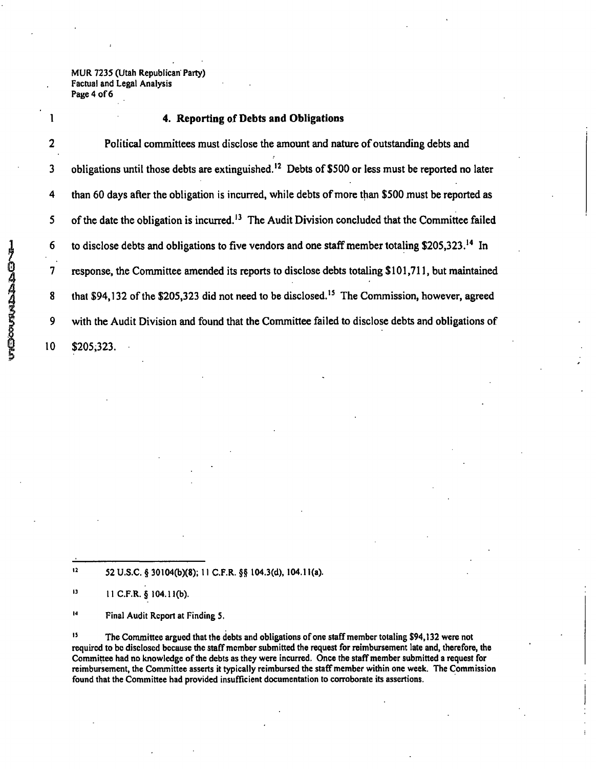### 4. Reporting of Debts and Obligations

Political committees must disclose the amount and nature of outstanding debts and obligations until those debts are extinguished.[12] Debts of $500 or less must be reported no later than 60 days after the obligation is incurred, while debts of more than $500 must be reported as of the date the obligation is incurred.[13] The Audit Division concluded that the Committee failed to disclose debts and obligations to five vendors and one staff member totaling $205,323.[14] In response, the Committee amended its reports to disclose debts totaling $101,711, but maintained that $94,132 of the $205,323 did not need to be disclosed.[15] The Commission, however, agreed with the Audit Division and found that the Committee failed to disclose debts and obligations of $205,323.

---

[12] 52 U.S.C. § 30104(b)(8); 11 C.F.R. §§ 104.3(d), 104.11(a).

[13] 11 C.F.R. § 104.11(b).

[14] Final Audit Report at Finding 5.

[15] The Committee argued that the debts and obligations of one staff member totaling $94,132 were not required to be disclosed because the staff member submitted the request for reimbursement late and, therefore, the Committee had no knowledge of the debts as they were incurred. Once the staff member submitted a request for reimbursement, the Committee asserts it typically reimbursed the staff member within one week. The Commission found that the Committee had provided insufficient documentation to corroborate its assertions.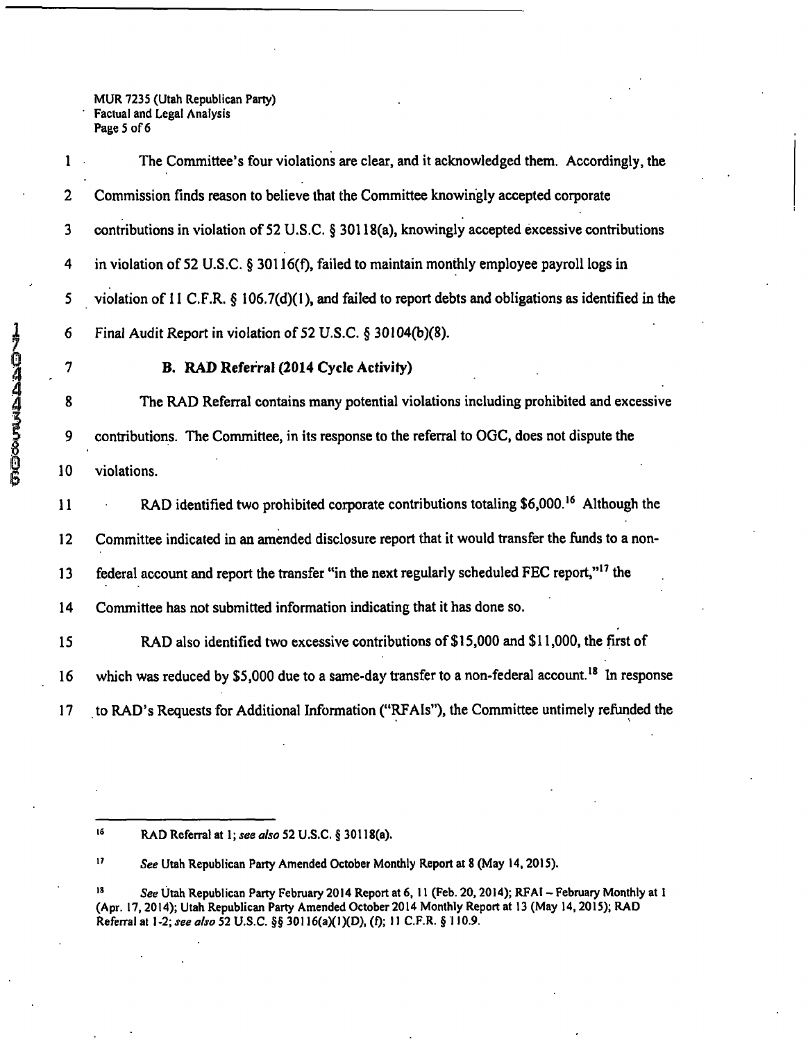The Committee's four violations are clear, and it acknowledged them. Accordingly, the Commission finds reason to believe that the Committee knowingly accepted corporate contributions in violation of 52 U.S.C. § 30118(a), knowingly accepted excessive contributions in violation of 52 U.S.C. § 30116(f), failed to maintain monthly employee payroll logs in violation of 11 C.F.R. § 106.7(d)(1), and failed to report debts and obligations as identified in the Final Audit Report in violation of 52 U.S.C. § 30104(b)(8).

### B. RAD Referral (2014 Cycle Activity)

The RAD Referral contains many potential violations including prohibited and excessive contributions. The Committee, in its response to the referral to OGC, does not dispute the violations.

RAD identified two prohibited corporate contributions totaling $6,000.[16] Although the Committee indicated in an amended disclosure report that it would transfer the funds to a non-federal account and report the transfer "in the next regularly scheduled FEC report,"[17] the Committee has not submitted information indicating that it has done so.

RAD also identified two excessive contributions of $15,000 and $11,000, the first of which was reduced by $5,000 due to a same-day transfer to a non-federal account.[18] In response to RAD's Requests for Additional Information ("RFAIs"), the Committee untimely refunded the

---

[16] RAD Referral at 1; *see also* 52 U.S.C. § 30118(a).

[17] *See* Utah Republican Party Amended October Monthly Report at 8 (May 14, 2015).

[18] *See* Utah Republican Party February 2014 Report at 6, 11 (Feb. 20, 2014); RFAI – February Monthly at 1 (Apr. 17, 2014); Utah Republican Party Amended October 2014 Monthly Report at 13 (May 14, 2015); RAD Referral at 1-2; *see also* 52 U.S.C. §§ 30116(a)(1)(D), (f); 11 C.F.R. § 110.9.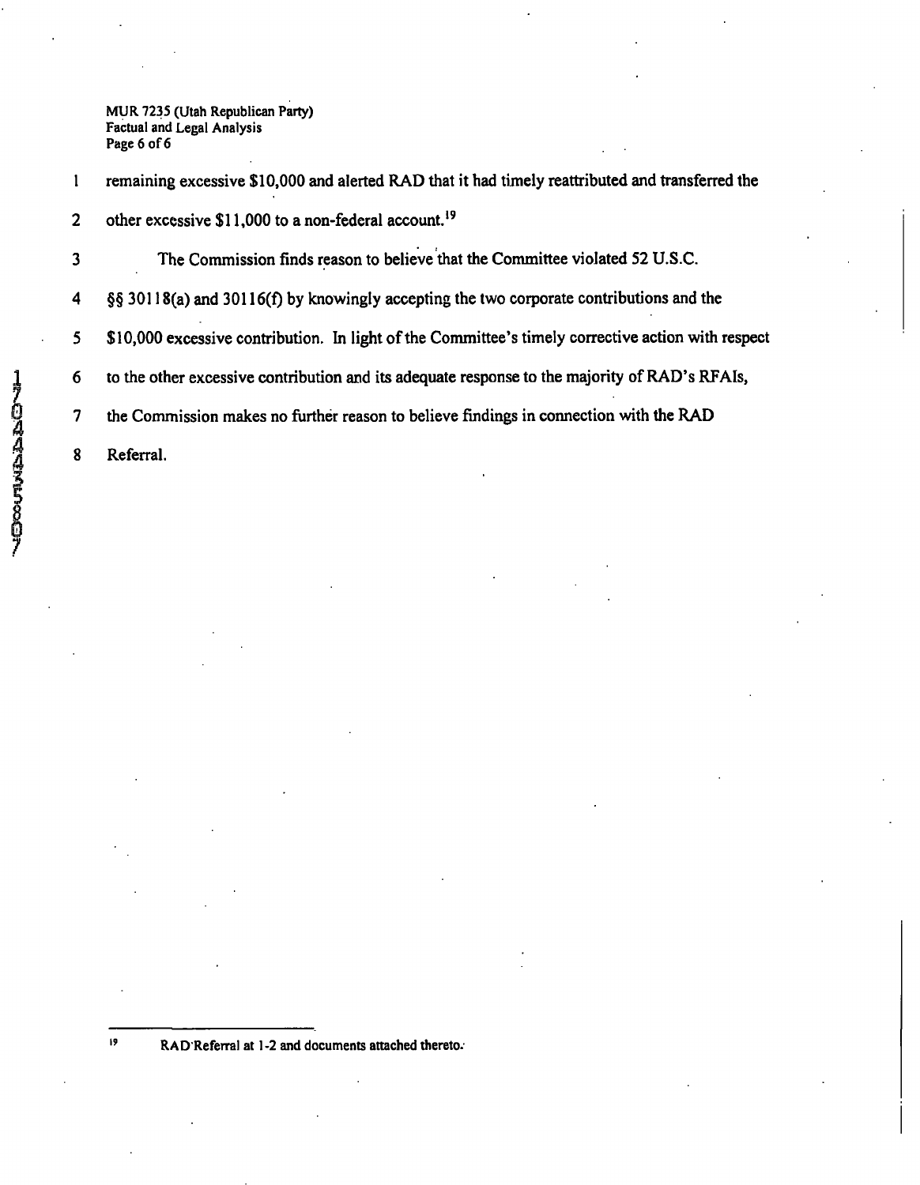remaining excessive $10,000 and alerted RAD that it had timely reattributed and transferred the other excessive $11,000 to a non-federal account.[19]

The Commission finds reason to believe that the Committee violated 52 U.S.C. §§ 30118(a) and 30116(f) by knowingly accepting the two corporate contributions and the $10,000 excessive contribution. In light of the Committee's timely corrective action with respect to the other excessive contribution and its adequate response to the majority of RAD's RFAIs, the Commission makes no further reason to believe findings in connection with the RAD Referral.

---

[19] RAD Referral at 1-2 and documents attached thereto.